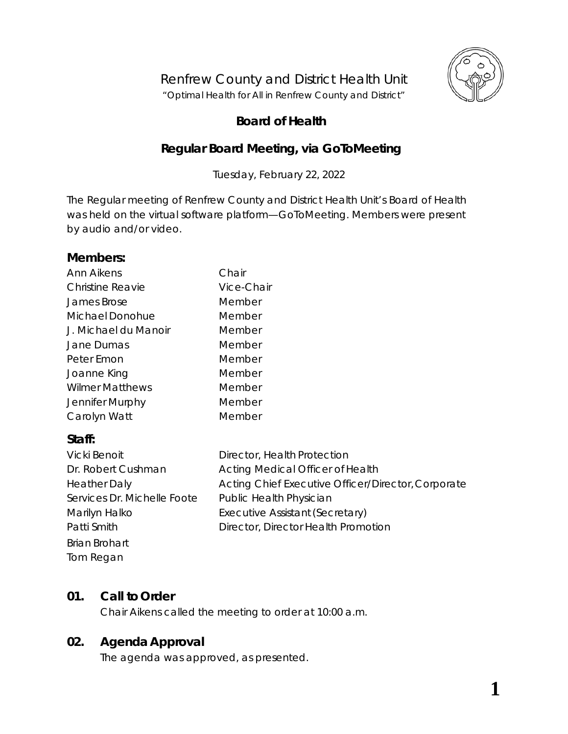# Renfrew County and District Health Unit

"Optimal Health for All in Renfrew County and District"

## Board of Health

## Regular Board Meeting, via GoToMeeting

Tuesday, February 22, 2022

The Regular meeting of Renfrew County and District Health Unit's Board of Health was held on the virtual software platform—GoToMeeting. Members were present by audio and/or video.

### Members:

| | |
|---|---|
| Ann Aikens | Chair |
| Christine Reavie | Vice-Chair |
| James Brose | Member |
| Michael Donohue | Member |
| J. Michael du Manoir | Member |
| Jane Dumas | Member |
| Peter Emon | Member |
| Joanne King | Member |
| Wilmer Matthews | Member |
| Jennifer Murphy | Member |
| Carolyn Watt | Member |

### Staff:

| | |
|---|---|
| Vicki Benoit | Director, Health Protection |
| Dr. Robert Cushman | Acting Medical Officer of Health |
| Heather Daly | Acting Chief Executive Officer/Director, Corporate |
| Services Dr. Michelle Foote | Public Health Physician |
| Marilyn Halko | Executive Assistant (Secretary) |
| Patti Smith | Director, Director Health Promotion |
| Brian Brohart | |
| Tom Regan | |

## 01. Call to Order

Chair Aikens called the meeting to order at 10:00 a.m.

## 02. Agenda Approval

The agenda was approved, as presented.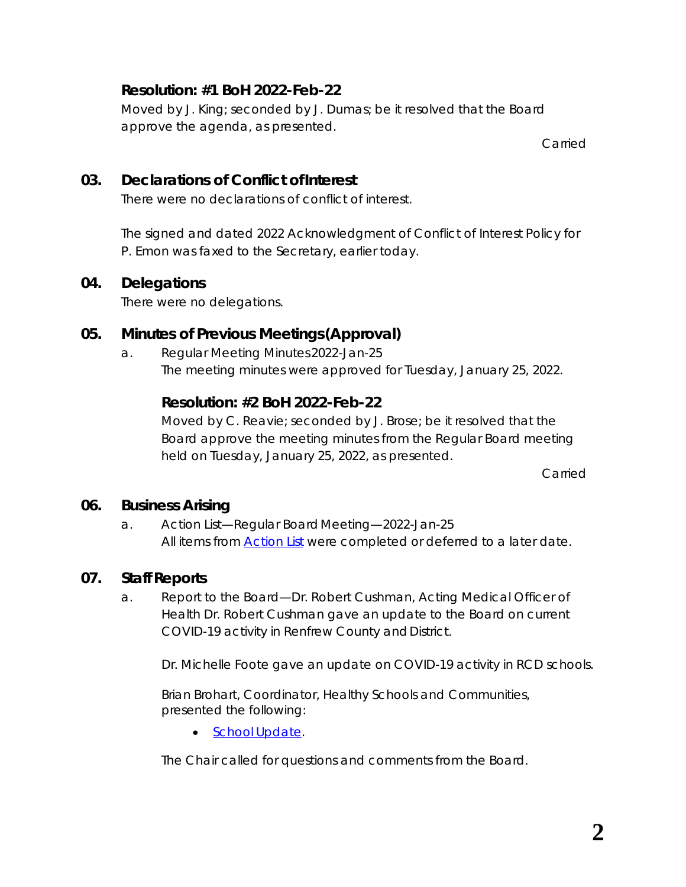### Resolution: #1 BoH 2022-Feb-22

Moved by J. King; seconded by J. Dumas; be it resolved that the Board approve the agenda, as presented.

Carried

## 03. Declarations of Conflict of Interest

There were no declarations of conflict of interest.

The signed and dated 2022 Acknowledgment of Conflict of Interest Policy for P. Emon was faxed to the Secretary, earlier today.

## 04. Delegations

There were no delegations.

## 05. Minutes of Previous Meetings (Approval)

a. Regular Meeting Minutes 2022-Jan-25
The meeting minutes were approved for Tuesday, January 25, 2022.

### Resolution: #2 BoH 2022-Feb-22

Moved by C. Reavie; seconded by J. Brose; be it resolved that the Board approve the meeting minutes from the Regular Board meeting held on Tuesday, January 25, 2022, as presented.

Carried

## 06. Business Arising

a. Action List—Regular Board Meeting—2022-Jan-25
All items from Action List were completed or deferred to a later date.

## 07. Staff Reports

a. Report to the Board—Dr. Robert Cushman, Acting Medical Officer of Health Dr. Robert Cushman gave an update to the Board on current COVID-19 activity in Renfrew County and District.

Dr. Michelle Foote gave an update on COVID-19 activity in RCD schools.

Brian Brohart, Coordinator, Healthy Schools and Communities, presented the following:

- School Update.

The Chair called for questions and comments from the Board.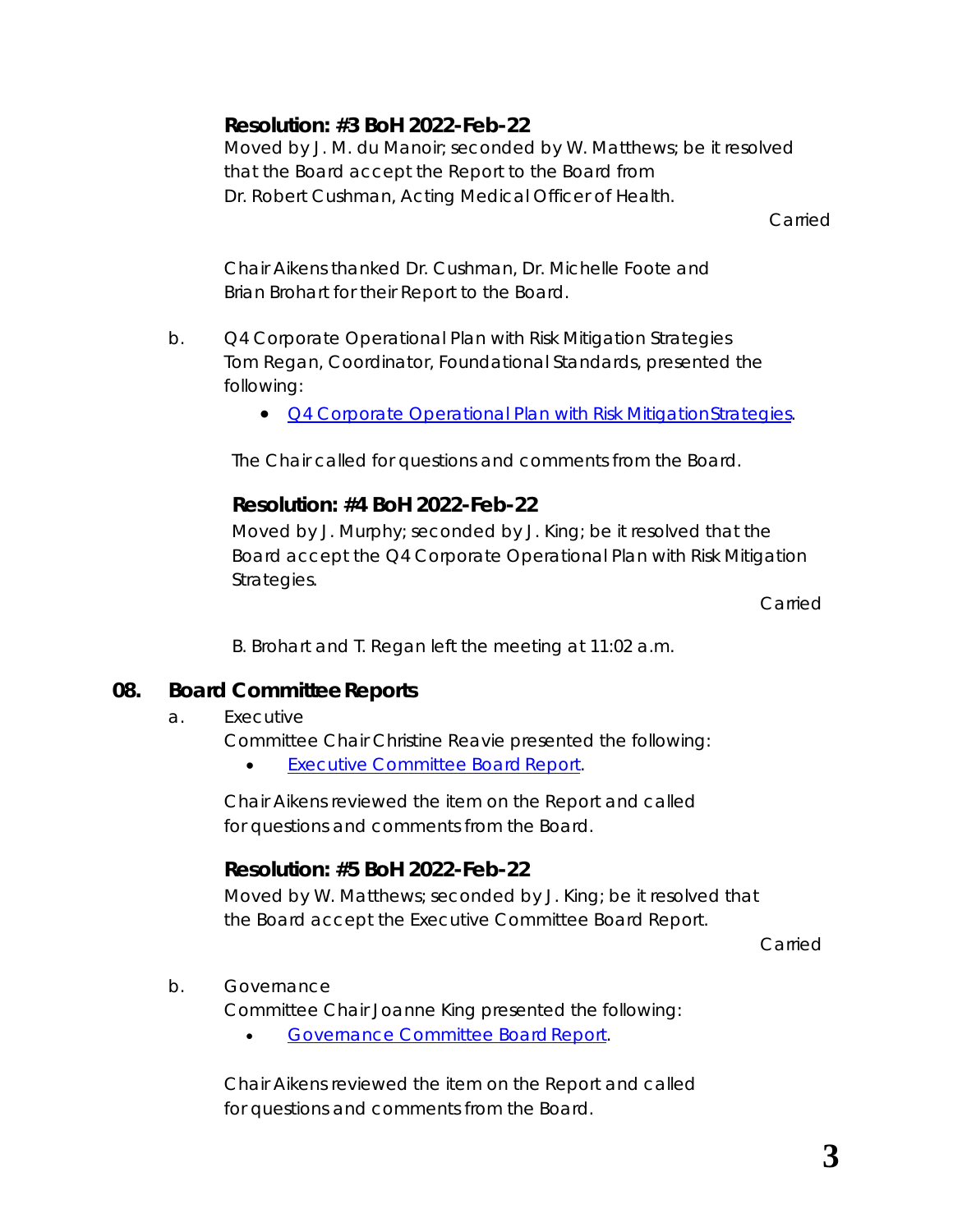**Resolution: #3 BoH 2022-Feb-22**

Moved by J. M. du Manoir; seconded by W. Matthews; be it resolved that the Board accept the Report to the Board from Dr. Robert Cushman, Acting Medical Officer of Health.

Carried

Chair Aikens thanked Dr. Cushman, Dr. Michelle Foote and Brian Brohart for their Report to the Board.

b. Q4 Corporate Operational Plan with Risk Mitigation Strategies
Tom Regan, Coordinator, Foundational Standards, presented the following:

- Q4 Corporate Operational Plan with Risk Mitigation Strategies.

The Chair called for questions and comments from the Board.

**Resolution: #4 BoH 2022-Feb-22**

Moved by J. Murphy; seconded by J. King; be it resolved that the Board accept the Q4 Corporate Operational Plan with Risk Mitigation Strategies.

Carried

B. Brohart and T. Regan left the meeting at 11:02 a.m.

## 08. Board Committee Reports

a. Executive
Committee Chair Christine Reavie presented the following:

- Executive Committee Board Report.

Chair Aikens reviewed the item on the Report and called for questions and comments from the Board.

**Resolution: #5 BoH 2022-Feb-22**

Moved by W. Matthews; seconded by J. King; be it resolved that the Board accept the Executive Committee Board Report.

Carried

b. Governance
Committee Chair Joanne King presented the following:

- Governance Committee Board Report.

Chair Aikens reviewed the item on the Report and called for questions and comments from the Board.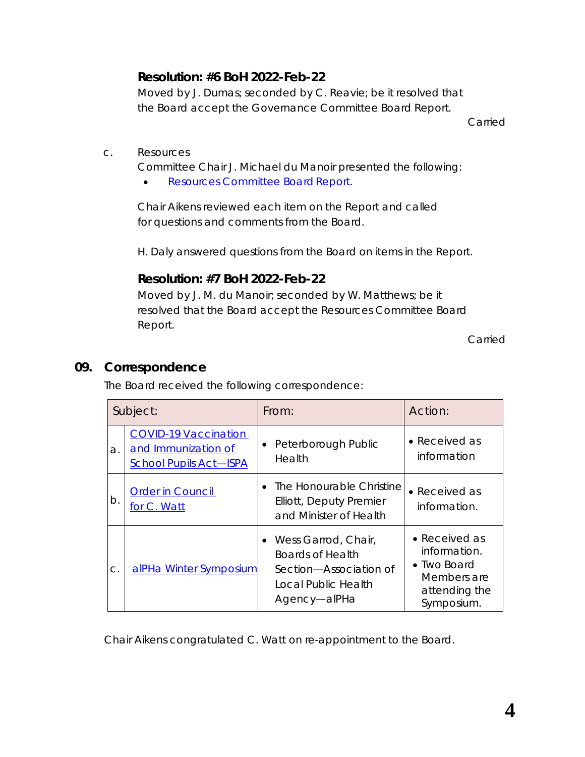**Resolution: #6 BoH 2022-Feb-22**

Moved by J. Dumas; seconded by C. Reavie; be it resolved that the Board accept the Governance Committee Board Report.

Carried

c. Resources

Committee Chair J. Michael du Manoir presented the following:

- Resources Committee Board Report.

Chair Aikens reviewed each item on the Report and called for questions and comments from the Board.

H. Daly answered questions from the Board on items in the Report.

**Resolution: #7 BoH 2022-Feb-22**

Moved by J. M. du Manoir; seconded by W. Matthews; be it resolved that the Board accept the Resources Committee Board Report.

Carried

## 09. Correspondence

The Board received the following correspondence:

| | Subject: | From: | Action: |
|---|---|---|---|
| a. | COVID-19 Vaccination and Immunization of School Pupils Act—ISPA | • Peterborough Public Health | • Received as information |
| b. | Order in Council for C. Watt | • The Honourable Christine Elliott, Deputy Premier and Minister of Health | • Received as information. |
| c. | alPHa Winter Symposium | • Wess Garrod, Chair, Boards of Health Section—Association of Local Public Health Agency—alPHa | • Received as information. • Two Board Members are attending the Symposium. |

Chair Aikens congratulated C. Watt on re-appointment to the Board.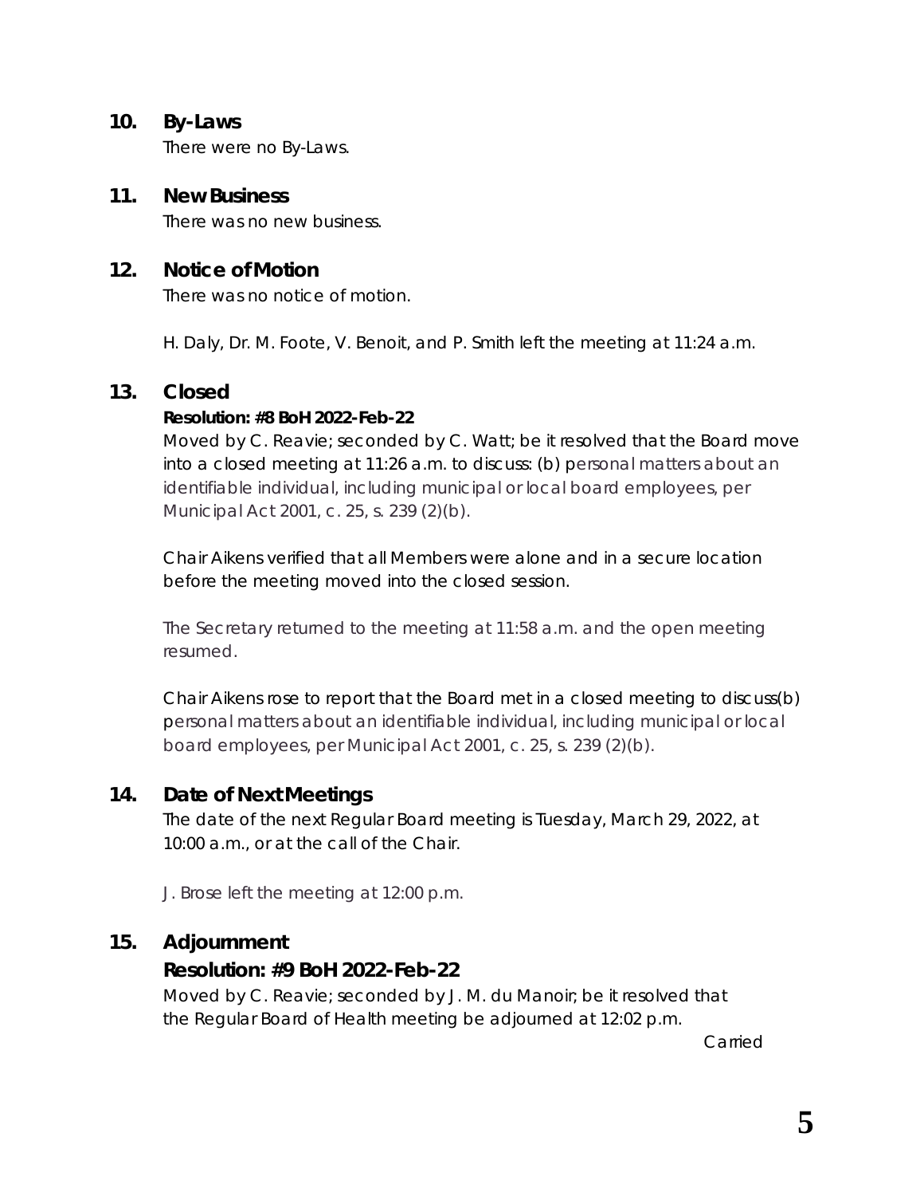## 10. By-Laws

There were no By-Laws.

## 11. New Business

There was no new business.

## 12. Notice of Motion

There was no notice of motion.

H. Daly, Dr. M. Foote, V. Benoit, and P. Smith left the meeting at 11:24 a.m.

## 13. Closed

**Resolution: #8 BoH 2022-Feb-22**

Moved by C. Reavie; seconded by C. Watt; be it resolved that the Board move into a closed meeting at 11:26 a.m. to discuss: (b) personal matters about an identifiable individual, including municipal or local board employees, per Municipal Act 2001, c. 25, s. 239 (2)(b).

Chair Aikens verified that all Members were alone and in a secure location before the meeting moved into the closed session.

The Secretary returned to the meeting at 11:58 a.m. and the open meeting resumed.

Chair Aikens rose to report that the Board met in a closed meeting to discuss(b) personal matters about an identifiable individual, including municipal or local board employees, per Municipal Act 2001, c. 25, s. 239 (2)(b).

## 14. Date of Next Meetings

The date of the next Regular Board meeting is Tuesday, March 29, 2022, at 10:00 a.m., or at the call of the Chair.

J. Brose left the meeting at 12:00 p.m.

## 15. Adjournment

**Resolution: #9 BoH 2022-Feb-22**

Moved by C. Reavie; seconded by J. M. du Manoir; be it resolved that the Regular Board of Health meeting be adjourned at 12:02 p.m.

Carried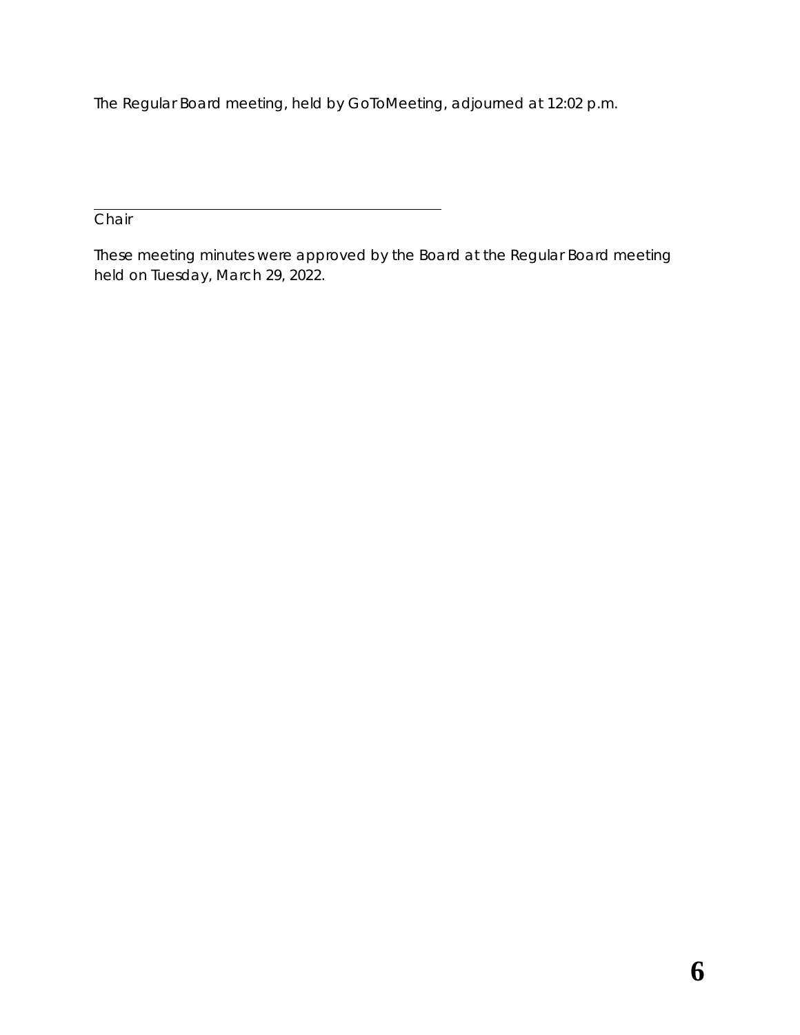The Regular Board meeting, held by GoToMeeting, adjourned at 12:02 p.m.

\_\_\_\_\_\_\_\_\_\_\_\_\_\_\_\_\_\_\_\_\_\_\_\_\_\_\_\_\_\_\_\_\_\_\_\_\_\_\_\_

Chair

These meeting minutes were approved by the Board at the Regular Board meeting held on Tuesday, March 29, 2022.